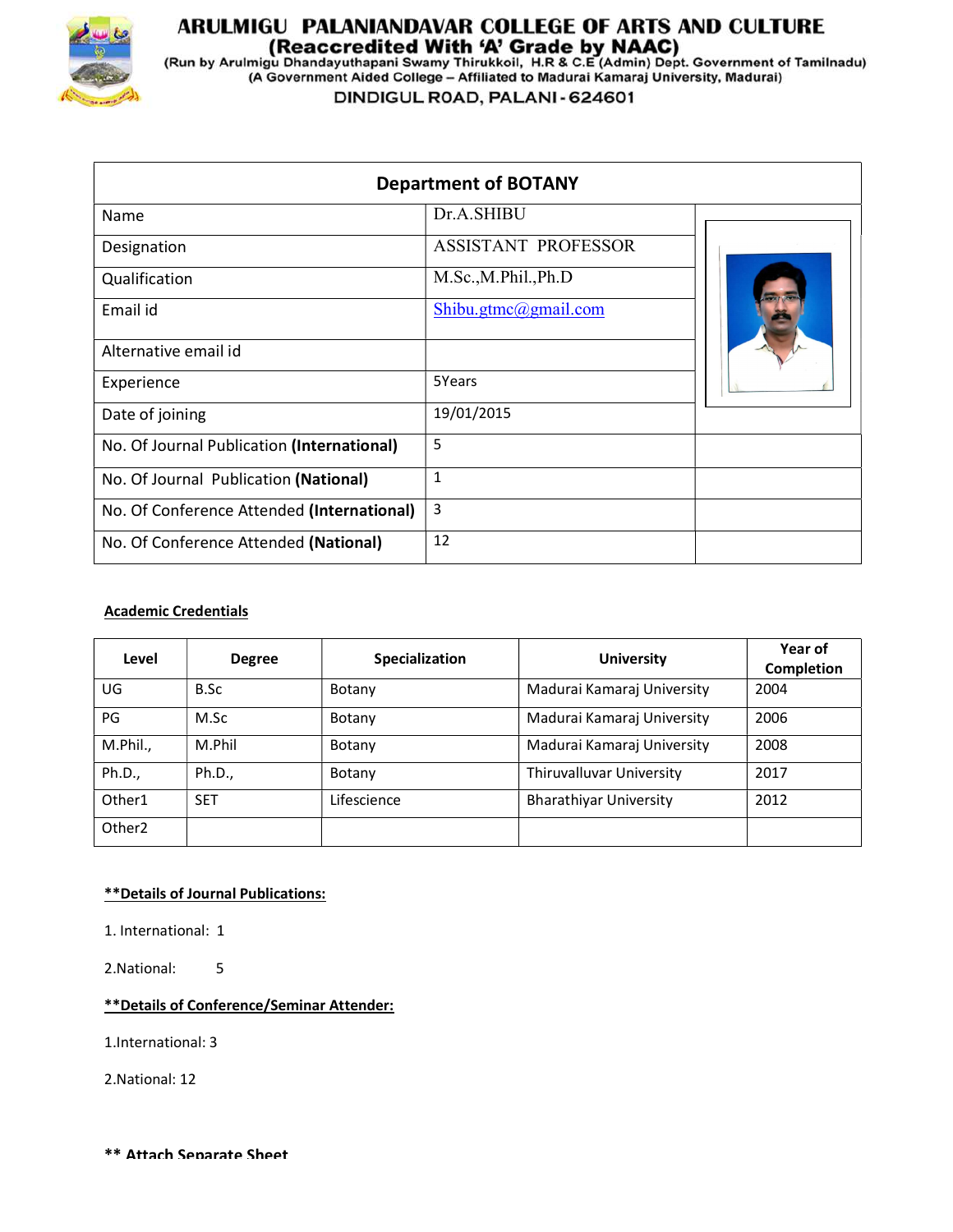# ARULMIGU PALANIANDAVAR COLLEGE OF ARTS AND CULTURE

**(Reaccredited With 'A' Grade by NAAC)**

(Run by Arulmigu Dhandayuthapani Swamy Thirukkoil, H.R & C.E (Admin) Dept. Government of Tamilnadu)

(A Government Aided College – Affiliated to Madurai Kamaraj University, Madurai)

DINDIGUL ROAD, PALANI - 624601

| Department of BOTANY | | |
|---|---|---|
| Name | Dr.A.SHIBU | |
| Designation | ASSISTANT PROFESSOR | |
| Qualification | M.Sc.,M.Phil.,Ph.D | |
| Email id | Shibu.gtmc@gmail.com | |
| Alternative email id | | |
| Experience | 5Years | |
| Date of joining | 19/01/2015 | |
| No. Of Journal Publication **(International)** | 5 | |
| No. Of Journal Publication **(National)** | 1 | |
| No. Of Conference Attended **(International)** | 3 | |
| No. Of Conference Attended **(National)** | 12 | |

**Academic Credentials**

| Level | Degree | Specialization | University | Year of Completion |
|---|---|---|---|---|
| UG | B.Sc | Botany | Madurai Kamaraj University | 2004 |
| PG | M.Sc | Botany | Madurai Kamaraj University | 2006 |
| M.Phil., | M.Phil | Botany | Madurai Kamaraj University | 2008 |
| Ph.D., | Ph.D., | Botany | Thiruvalluvar University | 2017 |
| Other1 | SET | Lifescience | Bharathiyar University | 2012 |
| Other2 | | | | |

**\*\*Details of Journal Publications:**

1. International: 1

2.National: 5

**\*\*Details of Conference/Seminar Attender:**

1.International: 3

2.National: 12

**\*\* Attach Separate Sheet**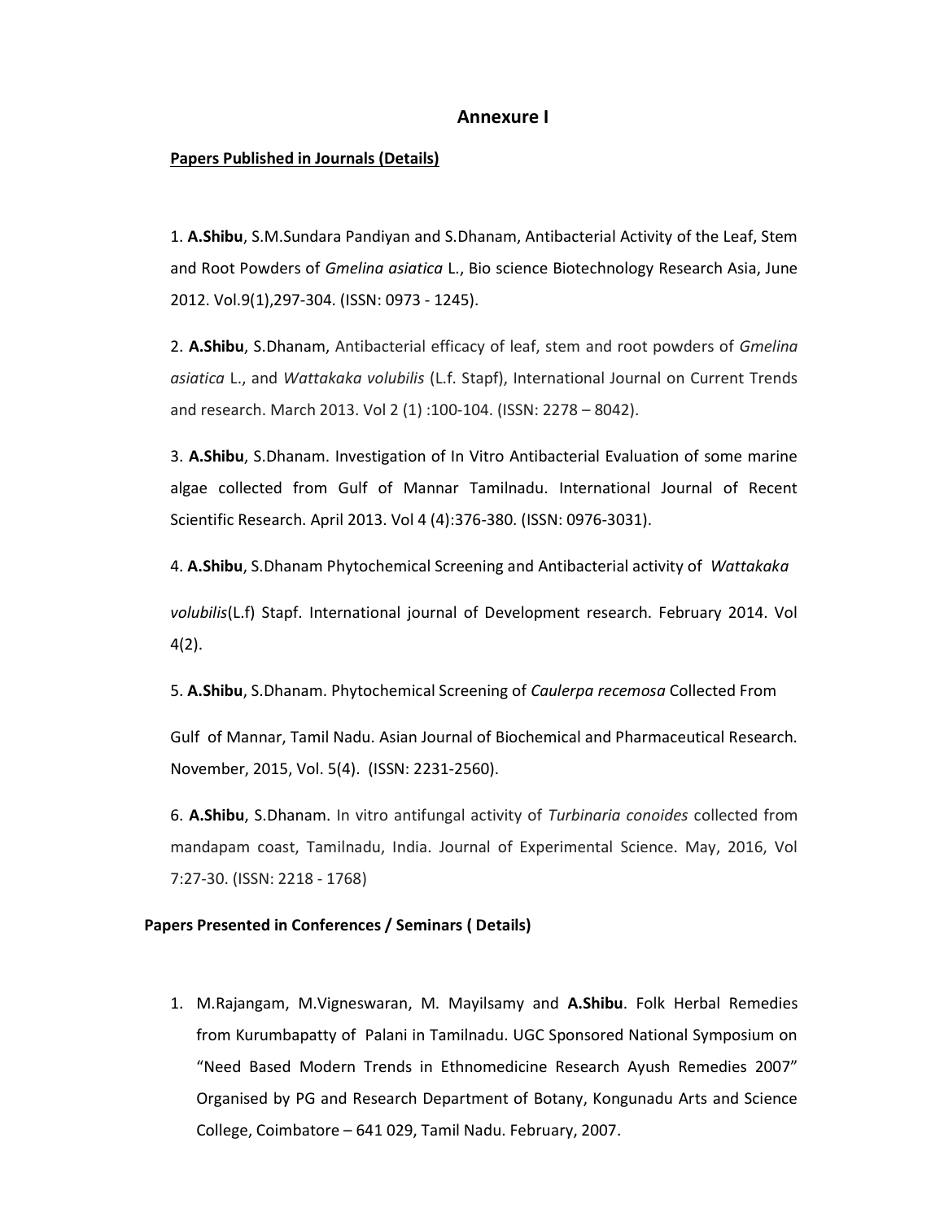# Annexure I

**Papers Published in Journals (Details)**

1. **A.Shibu**, S.M.Sundara Pandiyan and S.Dhanam, Antibacterial Activity of the Leaf, Stem and Root Powders of *Gmelina asiatica* L., Bio science Biotechnology Research Asia, June 2012. Vol.9(1),297-304. (ISSN: 0973 - 1245).

2. **A.Shibu**, S.Dhanam, Antibacterial efficacy of leaf, stem and root powders of *Gmelina asiatica* L., and *Wattakaka volubilis* (L.f. Stapf), International Journal on Current Trends and research. March 2013. Vol 2 (1) :100-104. (ISSN: 2278 – 8042).

3. **A.Shibu**, S.Dhanam. Investigation of In Vitro Antibacterial Evaluation of some marine algae collected from Gulf of Mannar Tamilnadu. International Journal of Recent Scientific Research. April 2013. Vol 4 (4):376-380. (ISSN: 0976-3031).

4. **A.Shibu**, S.Dhanam Phytochemical Screening and Antibacterial activity of *Wattakaka volubilis*(L.f) Stapf. International journal of Development research. February 2014. Vol 4(2).

5. **A.Shibu**, S.Dhanam. Phytochemical Screening of *Caulerpa recemosa* Collected From Gulf of Mannar, Tamil Nadu. Asian Journal of Biochemical and Pharmaceutical Research. November, 2015, Vol. 5(4). (ISSN: 2231-2560).

6. **A.Shibu**, S.Dhanam. In vitro antifungal activity of *Turbinaria conoides* collected from mandapam coast, Tamilnadu, India. Journal of Experimental Science. May, 2016, Vol 7:27-30. (ISSN: 2218 - 1768)

**Papers Presented in Conferences / Seminars ( Details)**

1. M.Rajangam, M.Vigneswaran, M. Mayilsamy and **A.Shibu**. Folk Herbal Remedies from Kurumbapatty of Palani in Tamilnadu. UGC Sponsored National Symposium on "Need Based Modern Trends in Ethnomedicine Research Ayush Remedies 2007" Organised by PG and Research Department of Botany, Kongunadu Arts and Science College, Coimbatore – 641 029, Tamil Nadu. February, 2007.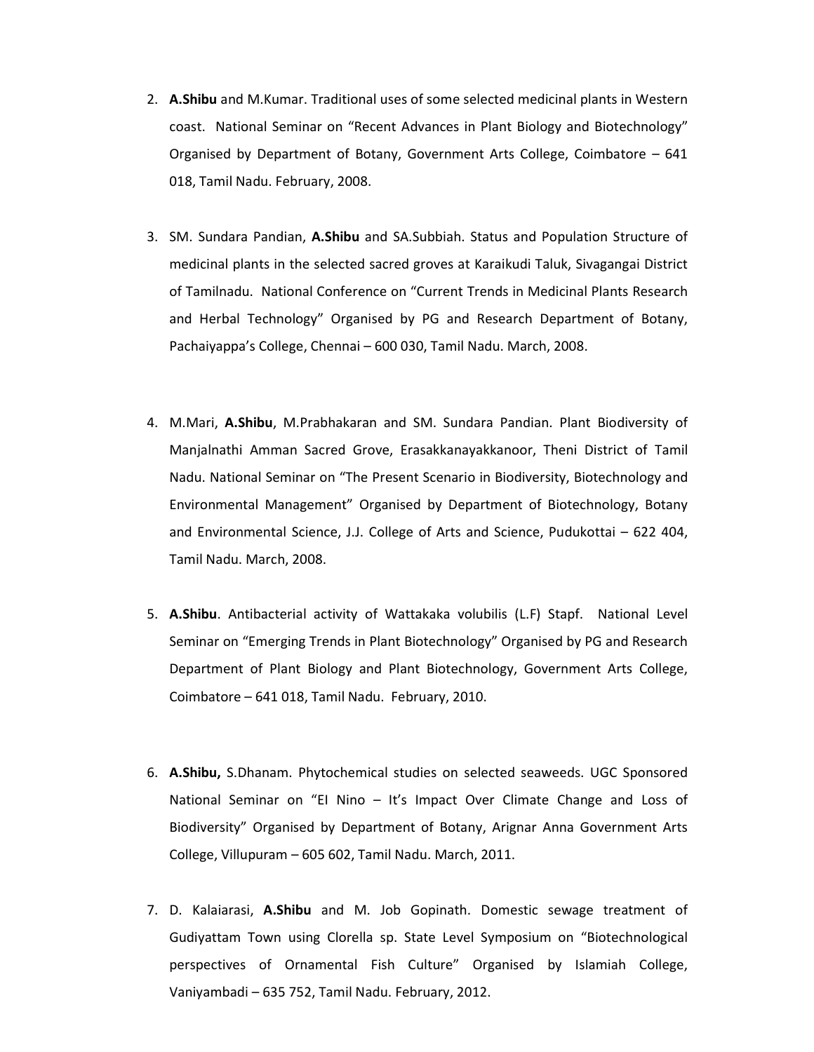2. **A.Shibu** and M.Kumar. Traditional uses of some selected medicinal plants in Western coast. National Seminar on “Recent Advances in Plant Biology and Biotechnology” Organised by Department of Botany, Government Arts College, Coimbatore – 641 018, Tamil Nadu. February, 2008.

3. SM. Sundara Pandian, **A.Shibu** and SA.Subbiah. Status and Population Structure of medicinal plants in the selected sacred groves at Karaikudi Taluk, Sivagangai District of Tamilnadu. National Conference on “Current Trends in Medicinal Plants Research and Herbal Technology” Organised by PG and Research Department of Botany, Pachaiyappa’s College, Chennai – 600 030, Tamil Nadu. March, 2008.

4. M.Mari, **A.Shibu**, M.Prabhakaran and SM. Sundara Pandian. Plant Biodiversity of Manjalnathi Amman Sacred Grove, Erasakkanayakkanoor, Theni District of Tamil Nadu. National Seminar on “The Present Scenario in Biodiversity, Biotechnology and Environmental Management” Organised by Department of Biotechnology, Botany and Environmental Science, J.J. College of Arts and Science, Pudukottai – 622 404, Tamil Nadu. March, 2008.

5. **A.Shibu**. Antibacterial activity of Wattakaka volubilis (L.F) Stapf. National Level Seminar on “Emerging Trends in Plant Biotechnology” Organised by PG and Research Department of Plant Biology and Plant Biotechnology, Government Arts College, Coimbatore – 641 018, Tamil Nadu. February, 2010.

6. **A.Shibu,** S.Dhanam. Phytochemical studies on selected seaweeds. UGC Sponsored National Seminar on “EI Nino – It’s Impact Over Climate Change and Loss of Biodiversity” Organised by Department of Botany, Arignar Anna Government Arts College, Villupuram – 605 602, Tamil Nadu. March, 2011.

7. D. Kalaiarasi, **A.Shibu** and M. Job Gopinath. Domestic sewage treatment of Gudiyattam Town using Clorella sp. State Level Symposium on “Biotechnological perspectives of Ornamental Fish Culture” Organised by Islamiah College, Vaniyambadi – 635 752, Tamil Nadu. February, 2012.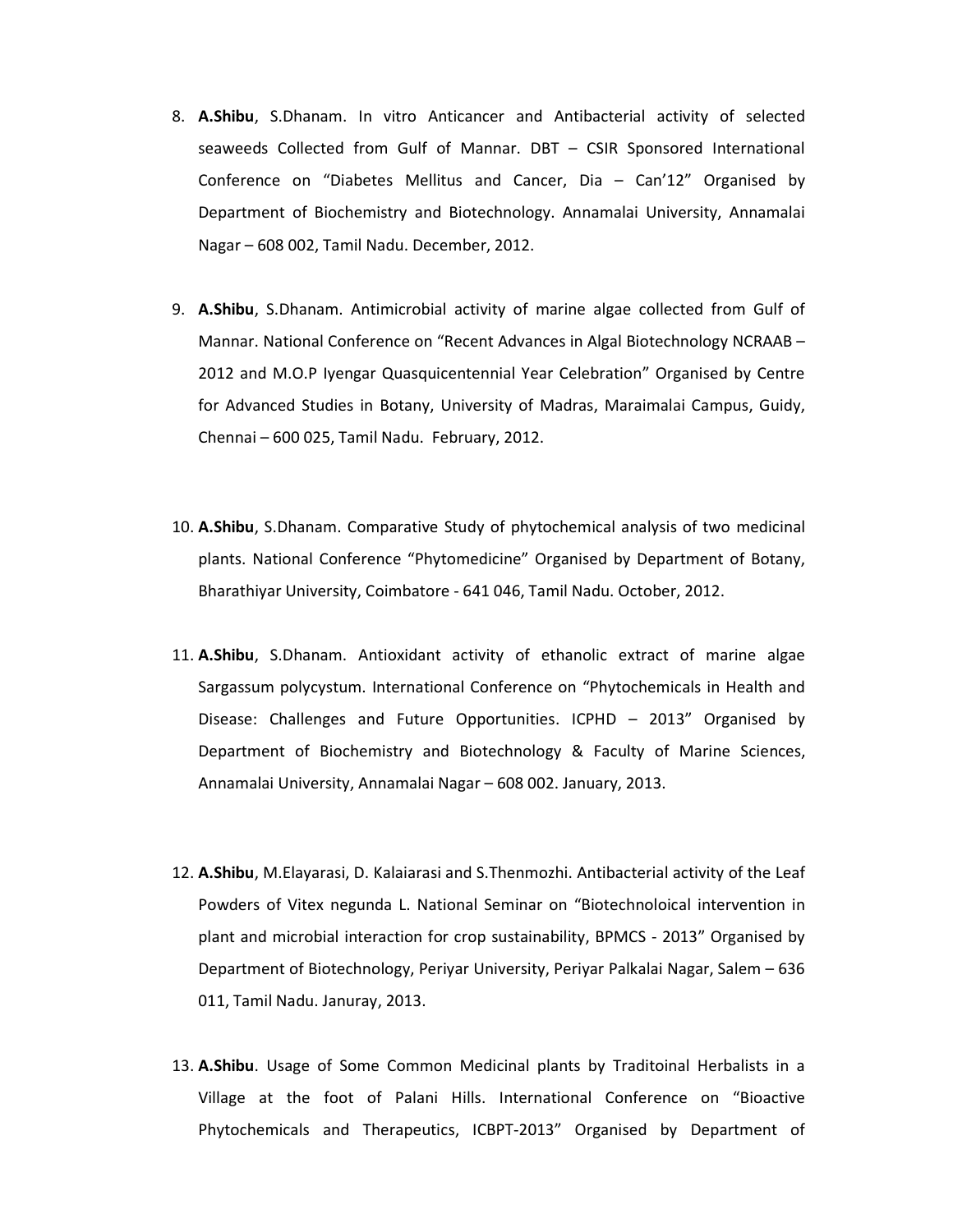8. **A.Shibu**, S.Dhanam. In vitro Anticancer and Antibacterial activity of selected seaweeds Collected from Gulf of Mannar. DBT – CSIR Sponsored International Conference on "Diabetes Mellitus and Cancer, Dia – Can'12" Organised by Department of Biochemistry and Biotechnology. Annamalai University, Annamalai Nagar – 608 002, Tamil Nadu. December, 2012.

9. **A.Shibu**, S.Dhanam. Antimicrobial activity of marine algae collected from Gulf of Mannar. National Conference on "Recent Advances in Algal Biotechnology NCRAAB – 2012 and M.O.P Iyengar Quasquicentennial Year Celebration" Organised by Centre for Advanced Studies in Botany, University of Madras, Maraimalai Campus, Guidy, Chennai – 600 025, Tamil Nadu. February, 2012.

10. **A.Shibu**, S.Dhanam. Comparative Study of phytochemical analysis of two medicinal plants. National Conference "Phytomedicine" Organised by Department of Botany, Bharathiyar University, Coimbatore - 641 046, Tamil Nadu. October, 2012.

11. **A.Shibu**, S.Dhanam. Antioxidant activity of ethanolic extract of marine algae Sargassum polycystum. International Conference on "Phytochemicals in Health and Disease: Challenges and Future Opportunities. ICPHD – 2013" Organised by Department of Biochemistry and Biotechnology & Faculty of Marine Sciences, Annamalai University, Annamalai Nagar – 608 002. January, 2013.

12. **A.Shibu**, M.Elayarasi, D. Kalaiarasi and S.Thenmozhi. Antibacterial activity of the Leaf Powders of Vitex negunda L. National Seminar on "Biotechnoloical intervention in plant and microbial interaction for crop sustainability, BPMCS - 2013" Organised by Department of Biotechnology, Periyar University, Periyar Palkalai Nagar, Salem – 636 011, Tamil Nadu. Januray, 2013.

13. **A.Shibu**. Usage of Some Common Medicinal plants by Traditoinal Herbalists in a Village at the foot of Palani Hills. International Conference on "Bioactive Phytochemicals and Therapeutics, ICBPT-2013" Organised by Department of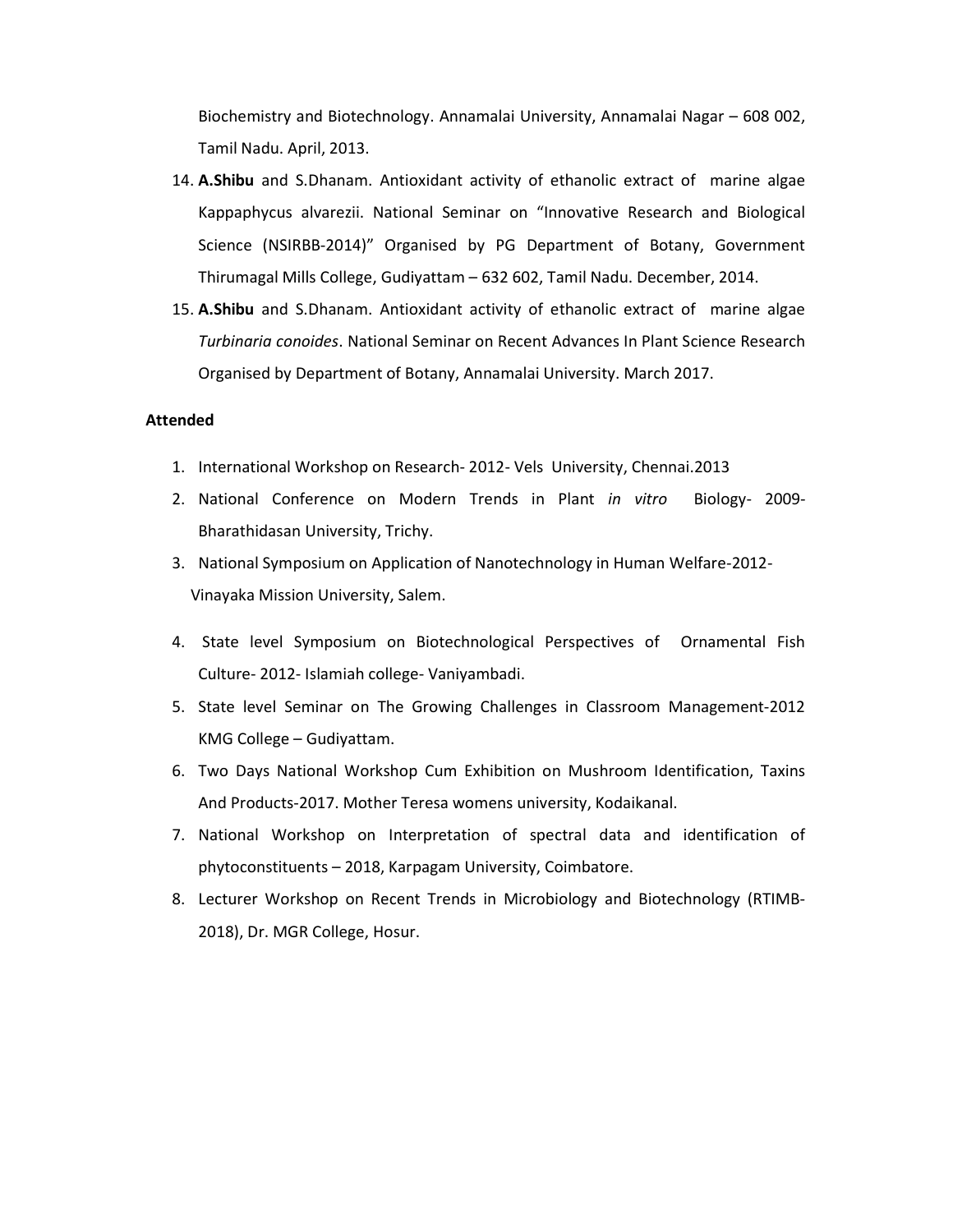Biochemistry and Biotechnology. Annamalai University, Annamalai Nagar – 608 002, Tamil Nadu. April, 2013.

14. **A.Shibu** and S.Dhanam. Antioxidant activity of ethanolic extract of marine algae Kappaphycus alvarezii. National Seminar on "Innovative Research and Biological Science (NSIRBB-2014)" Organised by PG Department of Botany, Government Thirumagal Mills College, Gudiyattam – 632 602, Tamil Nadu. December, 2014.
15. **A.Shibu** and S.Dhanam. Antioxidant activity of ethanolic extract of marine algae *Turbinaria conoides*. National Seminar on Recent Advances In Plant Science Research Organised by Department of Botany, Annamalai University. March 2017.

**Attended**

1. International Workshop on Research- 2012- Vels University, Chennai.2013
2. National Conference on Modern Trends in Plant *in vitro* Biology- 2009- Bharathidasan University, Trichy.
3. National Symposium on Application of Nanotechnology in Human Welfare-2012- Vinayaka Mission University, Salem.
4. State level Symposium on Biotechnological Perspectives of Ornamental Fish Culture- 2012- Islamiah college- Vaniyambadi.
5. State level Seminar on The Growing Challenges in Classroom Management-2012 KMG College – Gudiyattam.
6. Two Days National Workshop Cum Exhibition on Mushroom Identification, Taxins And Products-2017. Mother Teresa womens university, Kodaikanal.
7. National Workshop on Interpretation of spectral data and identification of phytoconstituents – 2018, Karpagam University, Coimbatore.
8. Lecturer Workshop on Recent Trends in Microbiology and Biotechnology (RTIMB-2018), Dr. MGR College, Hosur.